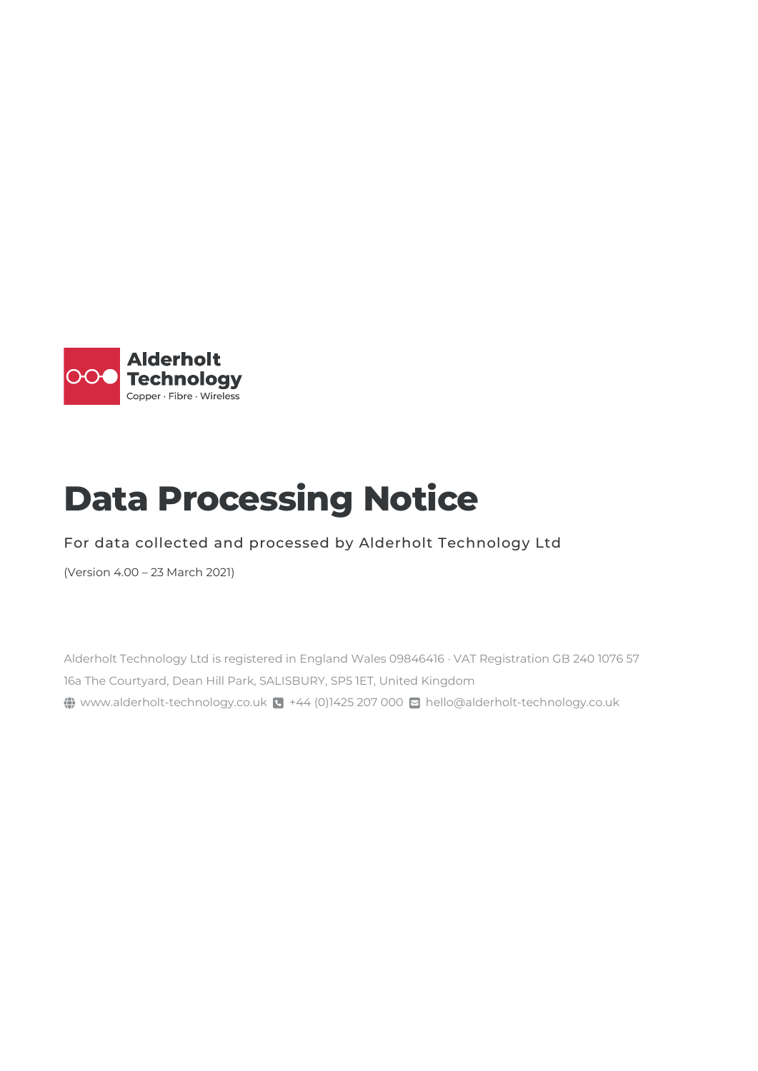Alderholt
Technology
Copper · Fibre · Wireless

# Data Processing Notice

For data collected and processed by Alderholt Technology Ltd

(Version 4.00 – 23 March 2021)

Alderholt Technology Ltd is registered in England Wales 09846416 · VAT Registration GB 240 1076 57

16a The Courtyard, Dean Hill Park, SALISBURY, SP5 1ET, United Kingdom

www.alderholt-technology.co.uk · +44 (0)1425 207 000 · hello@alderholt-technology.co.uk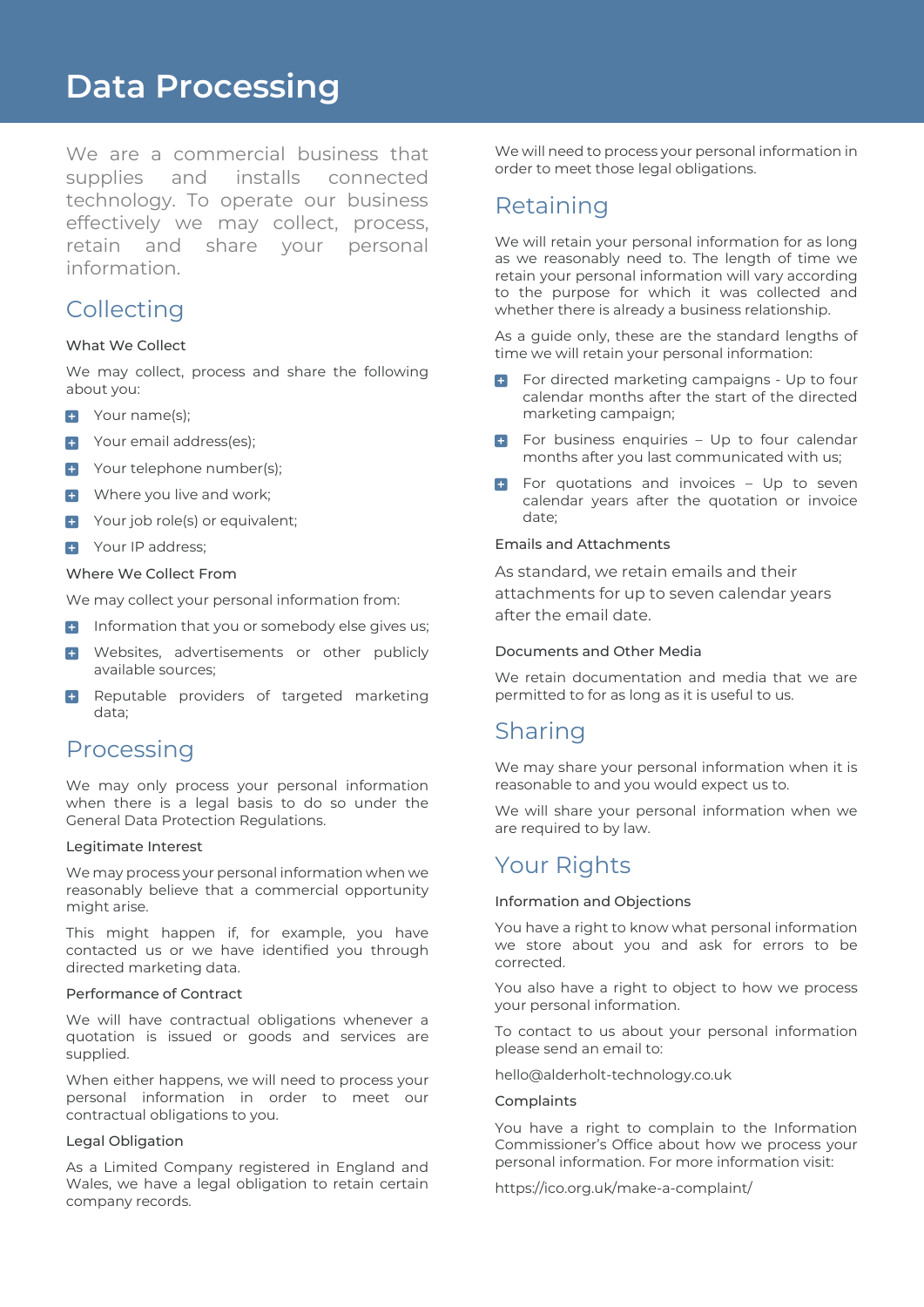# Data Processing

We are a commercial business that supplies and installs connected technology. To operate our business effectively we may collect, process, retain and share your personal information.

## Collecting

### What We Collect

We may collect, process and share the following about you:

- Your name(s);
- Your email address(es);
- Your telephone number(s);
- Where you live and work;
- Your job role(s) or equivalent;
- Your IP address;

### Where We Collect From

We may collect your personal information from:

- Information that you or somebody else gives us;
- Websites, advertisements or other publicly available sources;
- Reputable providers of targeted marketing data;

## Processing

We may only process your personal information when there is a legal basis to do so under the General Data Protection Regulations.

### Legitimate Interest

We may process your personal information when we reasonably believe that a commercial opportunity might arise.

This might happen if, for example, you have contacted us or we have identified you through directed marketing data.

### Performance of Contract

We will have contractual obligations whenever a quotation is issued or goods and services are supplied.

When either happens, we will need to process your personal information in order to meet our contractual obligations to you.

### Legal Obligation

As a Limited Company registered in England and Wales, we have a legal obligation to retain certain company records.

We will need to process your personal information in order to meet those legal obligations.

## Retaining

We will retain your personal information for as long as we reasonably need to. The length of time we retain your personal information will vary according to the purpose for which it was collected and whether there is already a business relationship.

As a guide only, these are the standard lengths of time we will retain your personal information:

- For directed marketing campaigns - Up to four calendar months after the start of the directed marketing campaign;
- For business enquiries – Up to four calendar months after you last communicated with us;
- For quotations and invoices – Up to seven calendar years after the quotation or invoice date;

### Emails and Attachments

As standard, we retain emails and their attachments for up to seven calendar years after the email date.

### Documents and Other Media

We retain documentation and media that we are permitted to for as long as it is useful to us.

## Sharing

We may share your personal information when it is reasonable to and you would expect us to.

We will share your personal information when we are required to by law.

## Your Rights

### Information and Objections

You have a right to know what personal information we store about you and ask for errors to be corrected.

You also have a right to object to how we process your personal information.

To contact to us about your personal information please send an email to:

hello@alderholt-technology.co.uk

### Complaints

You have a right to complain to the Information Commissioner's Office about how we process your personal information. For more information visit:

https://ico.org.uk/make-a-complaint/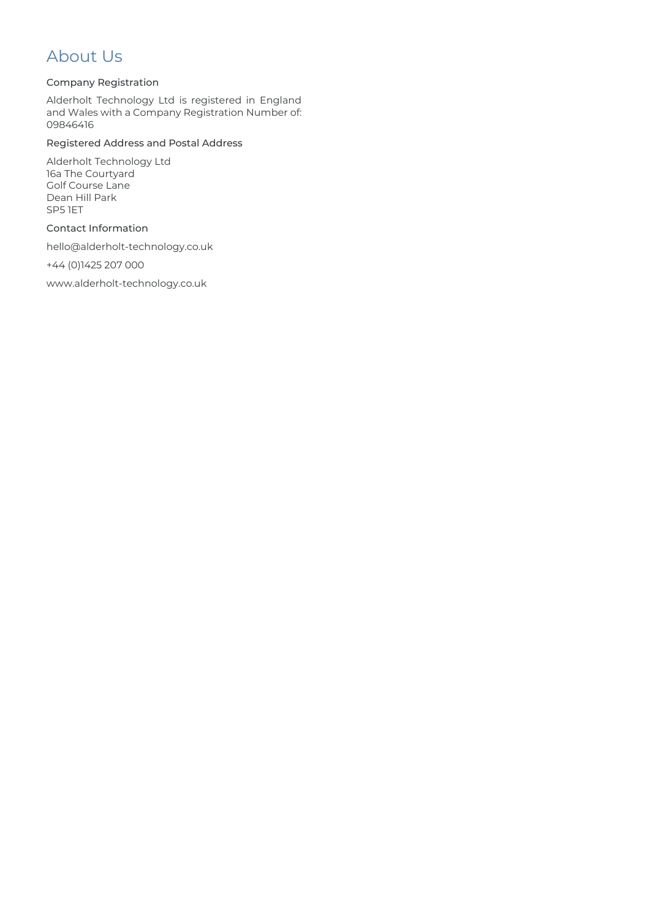# About Us

### Company Registration

Alderholt Technology Ltd is registered in England and Wales with a Company Registration Number of: 09846416

### Registered Address and Postal Address

Alderholt Technology Ltd
16a The Courtyard
Golf Course Lane
Dean Hill Park
SP5 1ET

### Contact Information

hello@alderholt-technology.co.uk

+44 (0)1425 207 000

www.alderholt-technology.co.uk